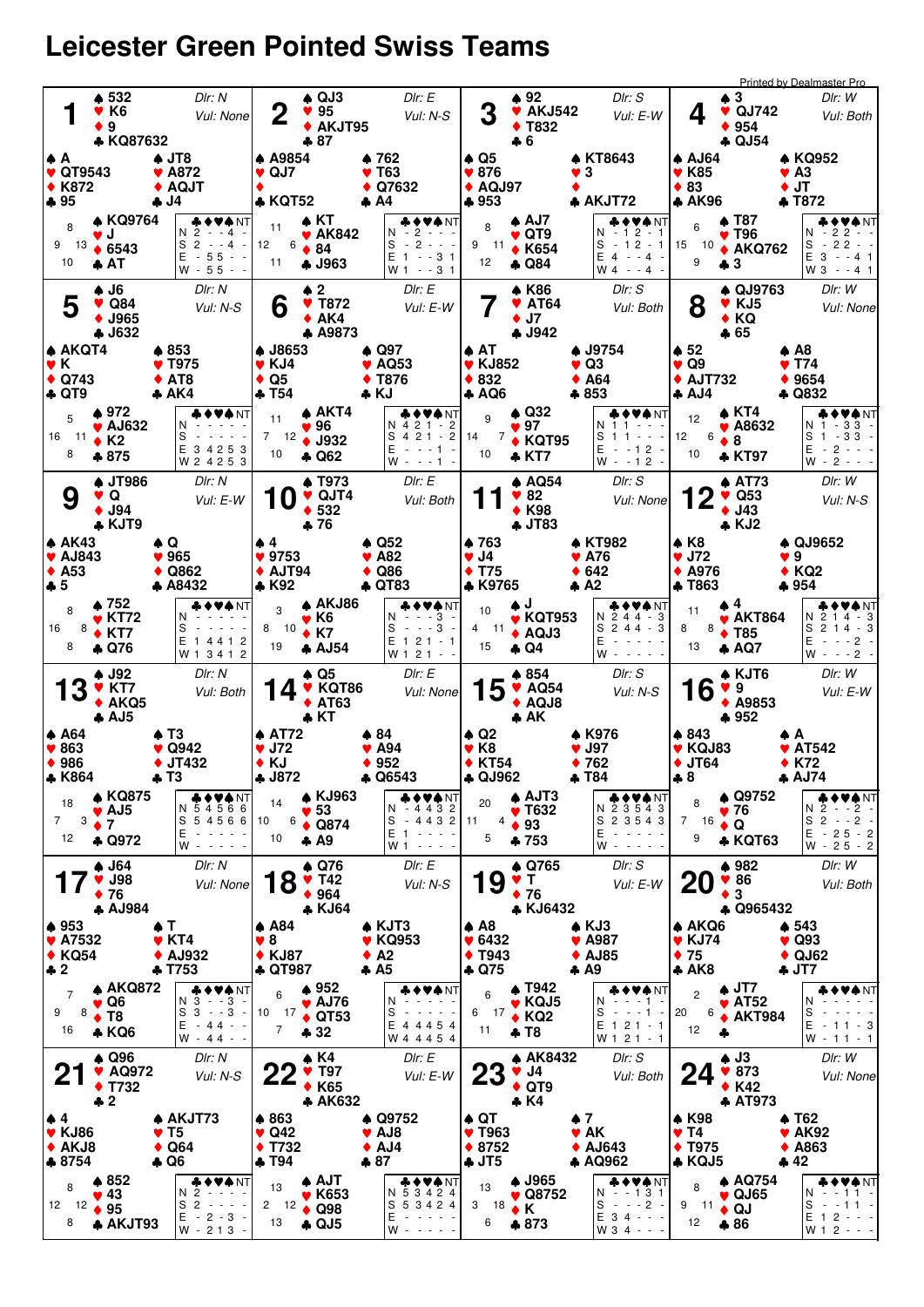# Leicester Green Pointed Swiss Teams

Printed by Dealmaster Pro

## Board 1

Dlr: N, Vul: None

| Seat | ♠ | ♥ | ♦ | ♣ | HCP |
|---|---|---|---|---|---|
| North | 532 | K6 | 9 | KQ87632 | 8 |
| West | A | QT9543 | K872 | 95 | 9 |
| East | JT8 | A872 | AQJT | J4 | 13 |
| South | KQ9764 | J | 6543 | AT | 10 |

| | ♣ | ♦ | ♥ | ♠ | NT |
|---|---|---|---|---|---|
| N | 2 | - | - | 4 | - |
| S | 2 | - | - | 4 | - |
| E | - | 5 | 5 | - | - |
| W | - | 5 | 5 | - | - |

## Board 2

Dlr: E, Vul: N-S

| Seat | ♠ | ♥ | ♦ | ♣ | HCP |
|---|---|---|---|---|---|
| North | QJ3 | 95 | AKJT95 | 87 | 11 |
| West | A9854 | QJ7 | — | KQT52 | 12 |
| East | 762 | T63 | Q7632 | A4 | 6 |
| South | KT | AK842 | 84 | J963 | 11 |

| | ♣ | ♦ | ♥ | ♠ | NT |
|---|---|---|---|---|---|
| N | - | 2 | - | - | - |
| S | - | 2 | - | - | - |
| E | 1 | - | - | 3 | 1 |
| W | 1 | - | - | 3 | 1 |

## Board 3

Dlr: S, Vul: E-W

| Seat | ♠ | ♥ | ♦ | ♣ | HCP |
|---|---|---|---|---|---|
| North | 92 | AKJ542 | T832 | 6 | 8 |
| West | Q5 | 876 | AQJ97 | 953 | 9 |
| East | KT8643 | 3 | — | AKJT72 | 11 |
| South | AJ7 | QT9 | K654 | Q84 | 12 |

| | ♣ | ♦ | ♥ | ♠ | NT |
|---|---|---|---|---|---|
| N | - | 1 | 2 | - | 1 |
| S | - | 1 | 2 | - | 1 |
| E | 4 | - | - | 4 | - |
| W | 4 | - | - | 4 | - |

## Board 4

Dlr: W, Vul: Both

| Seat | ♠ | ♥ | ♦ | ♣ | HCP |
|---|---|---|---|---|---|
| North | 3 | QJ742 | 954 | QJ54 | 6 |
| West | AJ64 | K85 | 83 | AK96 | 15 |
| East | KQ952 | A3 | JT | T872 | 10 |
| South | T87 | T96 | AKQ762 | 3 | 9 |

| | ♣ | ♦ | ♥ | ♠ | NT |
|---|---|---|---|---|---|
| N | - | 2 | 2 | - | - |
| S | - | 2 | 2 | - | - |
| E | 3 | - | - | 4 | 1 |
| W | 3 | - | - | 4 | 1 |

## Board 5

Dlr: N, Vul: N-S

| Seat | ♠ | ♥ | ♦ | ♣ | HCP |
|---|---|---|---|---|---|
| North | J6 | Q84 | J965 | J632 | 5 |
| West | AKQT4 | K | Q743 | QT9 | 16 |
| East | 853 | T975 | AT8 | AK4 | 11 |
| South | 972 | AJ632 | K2 | 875 | 8 |

| | ♣ | ♦ | ♥ | ♠ | NT |
|---|---|---|---|---|---|
| N | - | - | - | - | - |
| S | - | - | - | - | - |
| E | 3 | 4 | 2 | 5 | 3 |
| W | 2 | 4 | 2 | 5 | 3 |

## Board 6

Dlr: E, Vul: E-W

| Seat | ♠ | ♥ | ♦ | ♣ | HCP |
|---|---|---|---|---|---|
| North | 2 | T872 | AK4 | A9873 | 11 |
| West | J8653 | KJ4 | Q5 | T54 | 7 |
| East | Q97 | AQ53 | T876 | KJ | 12 |
| South | AKT4 | 96 | J932 | Q62 | 10 |

| | ♣ | ♦ | ♥ | ♠ | NT |
|---|---|---|---|---|---|
| N | 4 | 2 | 1 | - | 2 |
| S | 4 | 2 | 1 | - | 2 |
| E | - | - | - | 1 | - |
| W | - | - | - | 1 | - |

## Board 7

Dlr: S, Vul: Both

| Seat | ♠ | ♥ | ♦ | ♣ | HCP |
|---|---|---|---|---|---|
| North | K86 | AT64 | J7 | J942 | 9 |
| West | AT | KJ852 | 832 | AQ6 | 14 |
| East | J9754 | Q3 | A64 | 853 | 7 |
| South | Q32 | 97 | KQT95 | KT7 | 10 |

| | ♣ | ♦ | ♥ | ♠ | NT |
|---|---|---|---|---|---|
| N | 1 | 1 | - | - | - |
| S | 1 | 1 | - | - | - |
| E | - | - | 1 | 2 | - |
| W | - | - | 1 | 2 | - |

## Board 8

Dlr: W, Vul: None

| Seat | ♠ | ♥ | ♦ | ♣ | HCP |
|---|---|---|---|---|---|
| North | QJ9763 | KJ5 | KQ | 65 | 12 |
| West | 52 | Q9 | AJT732 | AJ4 | 12 |
| East | A8 | T74 | 9654 | Q832 | 6 |
| South | KT4 | A8632 | 8 | KT97 | 10 |

| | ♣ | ♦ | ♥ | ♠ | NT |
|---|---|---|---|---|---|
| N | 1 | - | 3 | 3 | - |
| S | 1 | - | 3 | 3 | - |
| E | - | 2 | - | - | - |
| W | - | 2 | - | - | - |

## Board 9

Dlr: N, Vul: E-W

| Seat | ♠ | ♥ | ♦ | ♣ | HCP |
|---|---|---|---|---|---|
| North | JT986 | Q | J94 | KJT9 | 8 |
| West | AK43 | AJ843 | A53 | 5 | 16 |
| East | Q | 965 | Q862 | A8432 | 8 |
| South | 752 | KT72 | KT7 | Q76 | 8 |

| | ♣ | ♦ | ♥ | ♠ | NT |
|---|---|---|---|---|---|
| N | - | - | - | - | - |
| S | - | - | - | - | - |
| E | 1 | 4 | 4 | 1 | 2 |
| W | 1 | 3 | 4 | 1 | 2 |

## Board 10

Dlr: E, Vul: Both

| Seat | ♠ | ♥ | ♦ | ♣ | HCP |
|---|---|---|---|---|---|
| North | T973 | QJT4 | 532 | 76 | 3 |
| West | 4 | 9753 | AJT94 | K92 | 8 |
| East | Q52 | A82 | Q86 | QT83 | 10 |
| South | AKJ86 | K6 | K7 | AJ54 | 19 |

| | ♣ | ♦ | ♥ | ♠ | NT |
|---|---|---|---|---|---|
| N | - | - | - | 3 | - |
| S | - | - | - | 3 | - |
| E | 1 | 2 | 1 | - | 1 |
| W | 1 | 2 | 1 | - | 1 |

## Board 11

Dlr: S, Vul: None

| Seat | ♠ | ♥ | ♦ | ♣ | HCP |
|---|---|---|---|---|---|
| North | AQ54 | 82 | K98 | JT83 | 10 |
| West | 763 | J4 | T75 | K9765 | 4 |
| East | KT982 | A76 | 642 | A2 | 11 |
| South | J | KQT953 | AQJ3 | Q4 | 15 |

| | ♣ | ♦ | ♥ | ♠ | NT |
|---|---|---|---|---|---|
| N | 2 | 4 | 4 | - | 3 |
| S | 2 | 4 | 4 | - | 3 |
| E | - | - | - | - | - |
| W | - | - | - | - | - |

## Board 12

Dlr: W, Vul: N-S

| Seat | ♠ | ♥ | ♦ | ♣ | HCP |
|---|---|---|---|---|---|
| North | AT73 | Q53 | J43 | KJ2 | 11 |
| West | K8 | J72 | A976 | T863 | 8 |
| East | QJ9652 | 9 | KQ2 | 954 | 8 |
| South | 4 | AKT864 | T85 | AQ7 | 13 |

| | ♣ | ♦ | ♥ | ♠ | NT |
|---|---|---|---|---|---|
| N | 2 | 1 | 4 | - | 3 |
| S | 2 | 1 | 4 | - | 3 |
| E | - | - | - | 2 | - |
| W | - | - | - | 2 | - |

## Board 13

Dlr: N, Vul: Both

| Seat | ♠ | ♥ | ♦ | ♣ | HCP |
|---|---|---|---|---|---|
| North | J92 | KT7 | AKQ5 | AJ5 | 18 |
| West | A64 | 863 | 986 | K864 | 7 |
| East | T3 | Q942 | JT432 | T3 | 3 |
| South | KQ875 | AJ5 | 7 | Q972 | 12 |

| | ♣ | ♦ | ♥ | ♠ | NT |
|---|---|---|---|---|---|
| N | 5 | 4 | 5 | 6 | 6 |
| S | 5 | 4 | 5 | 6 | 6 |
| E | - | - | - | - | - |
| W | - | - | - | - | - |

## Board 14

Dlr: E, Vul: None

| Seat | ♠ | ♥ | ♦ | ♣ | HCP |
|---|---|---|---|---|---|
| North | Q5 | KQT86 | AT63 | KT | 14 |
| West | AT72 | J72 | KJ | J872 | 10 |
| East | 84 | A94 | 952 | Q6543 | 6 |
| South | KJ963 | 53 | Q874 | A9 | 10 |

| | ♣ | ♦ | ♥ | ♠ | NT |
|---|---|---|---|---|---|
| N | - | 4 | 4 | 3 | 2 |
| S | - | 4 | 4 | 3 | 2 |
| E | 1 | - | - | - | - |
| W | 1 | - | - | - | - |

## Board 15

Dlr: S, Vul: N-S

| Seat | ♠ | ♥ | ♦ | ♣ | HCP |
|---|---|---|---|---|---|
| North | 854 | AQ54 | AQJ8 | AK | 20 |
| West | Q2 | K8 | KT54 | QJ962 | 11 |
| East | K976 | J97 | 762 | T84 | 4 |
| South | AJT3 | T632 | 93 | 753 | 5 |

| | ♣ | ♦ | ♥ | ♠ | NT |
|---|---|---|---|---|---|
| N | 2 | 3 | 5 | 4 | 3 |
| S | 2 | 3 | 5 | 4 | 3 |
| E | - | - | - | - | - |
| W | - | - | - | - | - |

## Board 16

Dlr: W, Vul: E-W

| Seat | ♠ | ♥ | ♦ | ♣ | HCP |
|---|---|---|---|---|---|
| North | KJT6 | 9 | A9853 | 952 | 8 |
| West | 843 | KQJ83 | JT64 | 8 | 7 |
| East | A | AT542 | K72 | AJ74 | 16 |
| South | Q9752 | 76 | Q | KQT63 | 9 |

| | ♣ | ♦ | ♥ | ♠ | NT |
|---|---|---|---|---|---|
| N | 2 | - | - | 2 | - |
| S | 2 | - | - | 2 | - |
| E | - | 2 | 5 | - | 2 |
| W | - | 2 | 5 | - | 2 |

## Board 17

Dlr: N, Vul: None

| Seat | ♠ | ♥ | ♦ | ♣ | HCP |
|---|---|---|---|---|---|
| North | J64 | J98 | 76 | AJ984 | 7 |
| West | 953 | A7532 | KQ54 | 2 | 9 |
| East | T | KT4 | AJ932 | T753 | 8 |
| South | AKQ872 | Q6 | T8 | KQ6 | 16 |

| | ♣ | ♦ | ♥ | ♠ | NT |
|---|---|---|---|---|---|
| N | 3 | - | - | 3 | - |
| S | 3 | - | - | 3 | - |
| E | - | 4 | 4 | - | - |
| W | - | 4 | 4 | - | - |

## Board 18

Dlr: E, Vul: N-S

| Seat | ♠ | ♥ | ♦ | ♣ | HCP |
|---|---|---|---|---|---|
| North | Q76 | T42 | 964 | KJ64 | 6 |
| West | A84 | 8 | KJ87 | QT987 | 10 |
| East | KJT3 | KQ953 | A2 | A5 | 17 |
| South | 952 | AJ76 | QT53 | 32 | 7 |

| | ♣ | ♦ | ♥ | ♠ | NT |
|---|---|---|---|---|---|
| N | - | - | - | - | - |
| S | - | - | - | - | - |
| E | 4 | 4 | 4 | 5 | 4 |
| W | 4 | 4 | 4 | 5 | 4 |

## Board 19

Dlr: S, Vul: E-W

| Seat | ♠ | ♥ | ♦ | ♣ | HCP |
|---|---|---|---|---|---|
| North | Q765 | T | 76 | KJ6432 | 6 |
| West | A8 | 6432 | T943 | Q75 | 6 |
| East | KJ3 | A987 | AJ85 | A9 | 17 |
| South | T942 | KQJ5 | KQ2 | T8 | 11 |

| | ♣ | ♦ | ♥ | ♠ | NT |
|---|---|---|---|---|---|
| N | - | - | - | - | - |
| S | - | - | - | 1 | - |
| E | 1 | 2 | 1 | - | 1 |
| W | 1 | 2 | 1 | - | 1 |

## Board 20

Dlr: W, Vul: Both

| Seat | ♠ | ♥ | ♦ | ♣ | HCP |
|---|---|---|---|---|---|
| North | 982 | 86 | 3 | Q965432 | 2 |
| West | AKQ6 | KJ74 | 75 | AK8 | 20 |
| East | 543 | Q93 | QJ62 | JT7 | 6 |
| South | JT7 | AT52 | AKT984 | — | 12 |

| | ♣ | ♦ | ♥ | ♠ | NT |
|---|---|---|---|---|---|
| N | - | - | - | - | - |
| S | - | - | - | - | - |
| E | - | 1 | 1 | - | 3 |
| W | - | 1 | 1 | - | 1 |

## Board 21

Dlr: N, Vul: N-S

| Seat | ♠ | ♥ | ♦ | ♣ | HCP |
|---|---|---|---|---|---|
| North | Q96 | AQ972 | T732 | 2 | 8 |
| West | 4 | KJ86 | AKJ8 | 8754 | 12 |
| East | AKJT73 | T5 | Q64 | Q6 | 12 |
| South | 852 | 43 | 95 | AKJT93 | 8 |

| | ♣ | ♦ | ♥ | ♠ | NT |
|---|---|---|---|---|---|
| N | 2 | - | - | - | - |
| S | 2 | - | - | - | - |
| E | - | 2 | - | 3 | - |
| W | - | 2 | 1 | 3 | - |

## Board 22

Dlr: E, Vul: E-W

| Seat | ♠ | ♥ | ♦ | ♣ | HCP |
|---|---|---|---|---|---|
| North | K4 | T97 | K65 | AK632 | 13 |
| West | 863 | Q42 | T732 | T94 | 2 |
| East | Q9752 | AJ8 | AJ4 | 87 | 12 |
| South | AJT | K653 | Q98 | QJ5 | 13 |

| | ♣ | ♦ | ♥ | ♠ | NT |
|---|---|---|---|---|---|
| N | 5 | 3 | 4 | 2 | 4 |
| S | 5 | 3 | 4 | 2 | 4 |
| E | - | - | - | - | - |
| W | - | - | - | - | - |

## Board 23

Dlr: S, Vul: Both

| Seat | ♠ | ♥ | ♦ | ♣ | HCP |
|---|---|---|---|---|---|
| North | AK8432 | J4 | QT9 | K4 | 13 |
| West | QT | T963 | 8752 | JT5 | 3 |
| East | 7 | AK | AJ643 | AQ962 | 18 |
| South | J965 | Q8752 | K | 873 | 6 |

| | ♣ | ♦ | ♥ | ♠ | NT |
|---|---|---|---|---|---|
| N | - | - | 1 | 3 | 1 |
| S | - | - | - | 2 | - |
| E | 3 | 4 | - | - | - |
| W | 3 | 4 | - | - | - |

## Board 24

Dlr: W, Vul: None

| Seat | ♠ | ♥ | ♦ | ♣ | HCP |
|---|---|---|---|---|---|
| North | J3 | 873 | K42 | AT973 | 8 |
| West | K98 | T4 | T975 | KQJ5 | 9 |
| East | T62 | AK92 | A863 | 42 | 11 |
| South | AQ754 | QJ65 | QJ | 86 | 12 |

| | ♣ | ♦ | ♥ | ♠ | NT |
|---|---|---|---|---|---|
| N | - | - | 1 | 1 | - |
| S | - | - | 1 | 1 | - |
| E | 1 | 2 | - | - | - |
| W | 1 | 2 | - | - | - |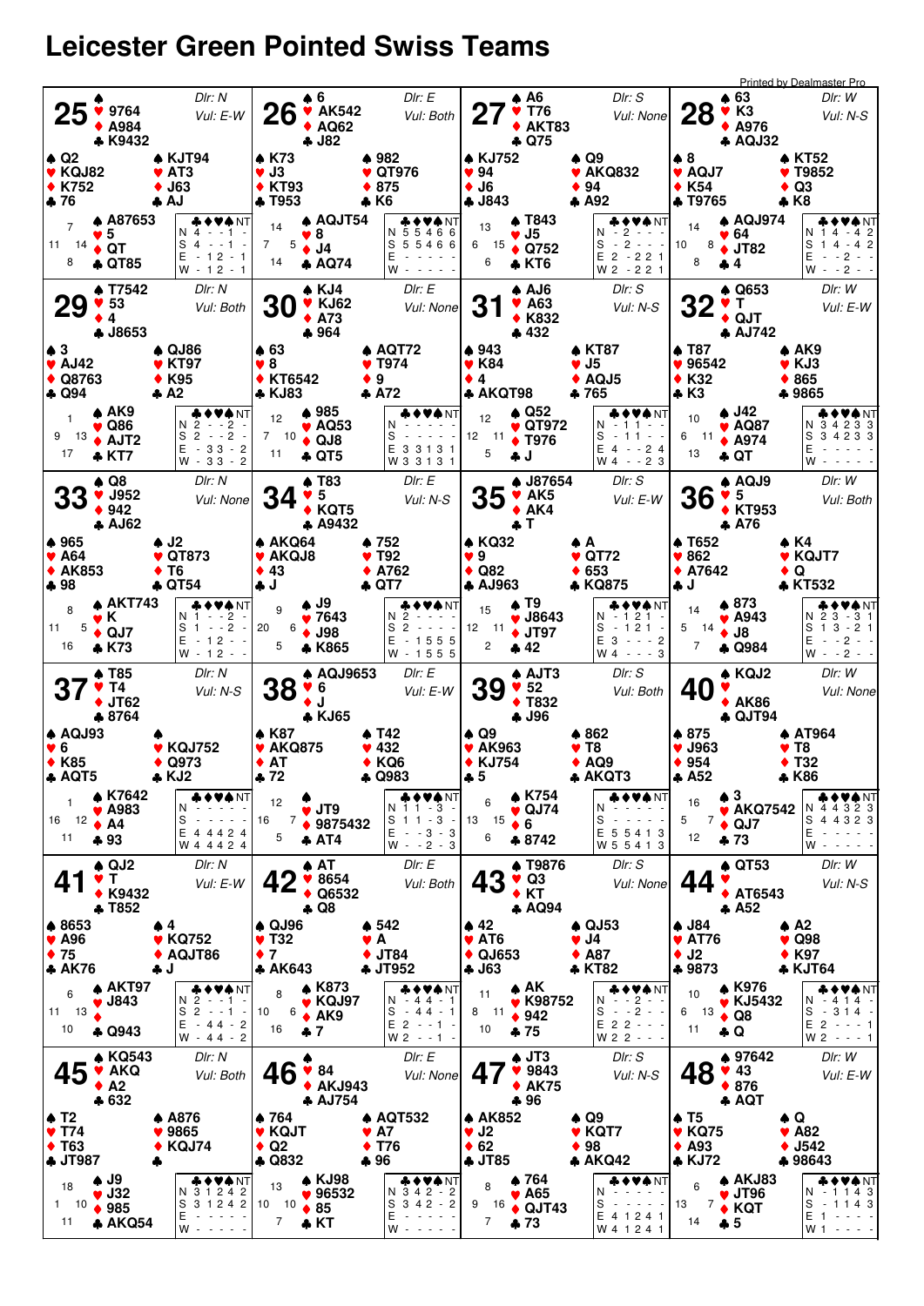# Leicester Green Pointed Swiss Teams

Printed by Dealmaster Pro

## Board 25
Dlr: N · Vul: E-W

| Seat | ♠ | ♥ | ♦ | ♣ |
|---|---|---|---|---|
| North | — | 9764 | A984 | K9432 |
| West | Q2 | KQJ82 | K752 | 76 |
| East | KJT94 | AT3 | J63 | AJ |
| South | A87653 | 5 | QT | QT85 |

HCP: N 7, W 11, E 14, S 8

| | ♣ | ♦ | ♥ | ♠ | NT |
|---|---|---|---|---|---|
| N | 4 | - | - | 1 | - |
| S | 4 | - | - | 1 | - |
| E | - | 1 | 2 | - | 1 |
| W | - | 1 | 2 | - | 1 |

## Board 26
Dlr: E · Vul: Both

| Seat | ♠ | ♥ | ♦ | ♣ |
|---|---|---|---|---|
| North | 6 | AK542 | AQ62 | J82 |
| West | K73 | J3 | KT93 | T953 |
| East | 982 | QT976 | 875 | K6 |
| South | AQJT54 | 8 | J4 | AQ74 |

HCP: N 14, W 7, E 5, S 14

| | ♣ | ♦ | ♥ | ♠ | NT |
|---|---|---|---|---|---|
| N | 5 | 5 | 4 | 6 | 6 |
| S | 5 | 5 | 4 | 6 | 6 |
| E | - | - | - | - | - |
| W | - | - | - | - | - |

## Board 27
Dlr: S · Vul: None

| Seat | ♠ | ♥ | ♦ | ♣ |
|---|---|---|---|---|
| North | A6 | T76 | AKT83 | Q75 |
| West | KJ752 | 94 | J6 | J843 |
| East | Q9 | AKQ832 | 94 | A92 |
| South | T843 | J5 | Q752 | KT6 |

HCP: N 13, W 6, E 15, S 6

| | ♣ | ♦ | ♥ | ♠ | NT |
|---|---|---|---|---|---|
| N | - | 2 | - | - | - |
| S | - | 2 | - | - | - |
| E | 2 | - | 2 | 2 | 1 |
| W | 2 | - | 2 | 2 | 1 |

## Board 28
Dlr: W · Vul: N-S

| Seat | ♠ | ♥ | ♦ | ♣ |
|---|---|---|---|---|
| North | 63 | K3 | A976 | AQJ32 |
| West | 8 | AQJ7 | K54 | T9765 |
| East | KT52 | T9852 | Q3 | K8 |
| South | AQJ974 | 64 | JT82 | 4 |

HCP: N 14, W 10, E 8, S 8

| | ♣ | ♦ | ♥ | ♠ | NT |
|---|---|---|---|---|---|
| N | 1 | 4 | - | 4 | 2 |
| S | 1 | 4 | - | 4 | 2 |
| E | - | - | 2 | - | - |
| W | - | - | 2 | - | - |

## Board 29
Dlr: N · Vul: Both

| Seat | ♠ | ♥ | ♦ | ♣ |
|---|---|---|---|---|
| North | T7542 | 53 | 4 | J8653 |
| West | 3 | AJ42 | Q8763 | Q94 |
| East | QJ86 | KT97 | K95 | A2 |
| South | AK9 | Q86 | AJT2 | KT7 |

HCP: N 1, W 9, E 13, S 17

| | ♣ | ♦ | ♥ | ♠ | NT |
|---|---|---|---|---|---|
| N | 2 | - | - | 2 | - |
| S | 2 | - | - | 2 | - |
| E | - | 3 | 3 | - | 2 |
| W | - | 3 | 3 | - | 2 |

## Board 30
Dlr: E · Vul: None

| Seat | ♠ | ♥ | ♦ | ♣ |
|---|---|---|---|---|
| North | KJ4 | KJ62 | A73 | 964 |
| West | 63 | 8 | KT6542 | KJ83 |
| East | AQT72 | T974 | 9 | A72 |
| South | 985 | AQ53 | QJ8 | QT5 |

HCP: N 12, W 7, E 10, S 11

| | ♣ | ♦ | ♥ | ♠ | NT |
|---|---|---|---|---|---|
| N | - | - | - | - | - |
| S | - | - | - | - | - |
| E | 3 | 3 | 1 | 3 | 1 |
| W | 3 | 3 | 1 | 3 | 1 |

## Board 31
Dlr: S · Vul: N-S

| Seat | ♠ | ♥ | ♦ | ♣ |
|---|---|---|---|---|
| North | AJ6 | A63 | K832 | 432 |
| West | 943 | K84 | 4 | AKQT98 |
| East | KT87 | J5 | AQJ5 | 765 |
| South | Q52 | QT972 | T976 | J |

HCP: N 12, W 12, E 11, S 5

| | ♣ | ♦ | ♥ | ♠ | NT |
|---|---|---|---|---|---|
| N | - | 1 | 1 | - | - |
| S | - | 1 | 1 | - | - |
| E | 4 | - | - | 2 | 4 |
| W | 4 | - | - | 2 | 3 |

## Board 32
Dlr: W · Vul: E-W

| Seat | ♠ | ♥ | ♦ | ♣ |
|---|---|---|---|---|
| North | Q653 | T | QJT | AJ742 |
| West | T87 | 96542 | K32 | K3 |
| East | AK9 | KJ3 | 865 | 9865 |
| South | J42 | AQ87 | A974 | QT |

HCP: N 10, W 6, E 11, S 13

| | ♣ | ♦ | ♥ | ♠ | NT |
|---|---|---|---|---|---|
| N | 3 | 4 | 2 | 3 | 3 |
| S | 3 | 4 | 2 | 3 | 3 |
| E | - | - | - | - | - |
| W | - | - | - | - | - |

## Board 33
Dlr: N · Vul: None

| Seat | ♠ | ♥ | ♦ | ♣ |
|---|---|---|---|---|
| North | Q8 | J952 | 942 | AJ62 |
| West | 965 | A64 | AK853 | 98 |
| East | J2 | QT873 | T6 | QT54 |
| South | AKT743 | K | QJ7 | K73 |

HCP: N 8, W 11, E 5, S 16

| | ♣ | ♦ | ♥ | ♠ | NT |
|---|---|---|---|---|---|
| N | 1 | - | - | 2 | - |
| S | 1 | - | - | 2 | - |
| E | - | 1 | 2 | - | - |
| W | - | 1 | 2 | - | - |

## Board 34
Dlr: E · Vul: N-S

| Seat | ♠ | ♥ | ♦ | ♣ |
|---|---|---|---|---|
| North | T83 | 5 | KQT5 | A9432 |
| West | AKQ64 | AKQJ8 | 43 | J |
| East | 752 | T92 | A762 | QT7 |
| South | J9 | 7643 | J98 | K865 |

HCP: N 9, W 20, E 6, S 5

| | ♣ | ♦ | ♥ | ♠ | NT |
|---|---|---|---|---|---|
| N | 2 | - | - | - | - |
| S | 2 | - | - | - | - |
| E | - | 1 | 5 | 5 | 5 |
| W | - | 1 | 5 | 5 | 5 |

## Board 35
Dlr: S · Vul: E-W

| Seat | ♠ | ♥ | ♦ | ♣ |
|---|---|---|---|---|
| North | J87654 | AK5 | AK4 | T |
| West | KQ32 | 9 | Q82 | AJ963 |
| East | A | QT72 | 653 | KQ875 |
| South | T9 | J8643 | JT97 | 42 |

HCP: N 15, W 12, E 11, S 2

| | ♣ | ♦ | ♥ | ♠ | NT |
|---|---|---|---|---|---|
| N | - | 1 | 2 | 1 | - |
| S | - | 1 | 2 | 1 | - |
| E | 3 | - | - | - | 2 |
| W | 4 | - | - | - | 3 |

## Board 36
Dlr: W · Vul: Both

| Seat | ♠ | ♥ | ♦ | ♣ |
|---|---|---|---|---|
| North | AQJ9 | 5 | KT953 | A76 |
| West | T652 | 862 | A7642 | J |
| East | K4 | KQJT7 | Q | KT532 |
| South | 873 | A943 | J8 | Q984 |

HCP: N 14, W 5, E 14, S 7

| | ♣ | ♦ | ♥ | ♠ | NT |
|---|---|---|---|---|---|
| N | 2 | 3 | - | 3 | 1 |
| S | 1 | 3 | - | 2 | 1 |
| E | - | - | 2 | - | - |
| W | - | - | 2 | - | - |

## Board 37
Dlr: N · Vul: N-S

| Seat | ♠ | ♥ | ♦ | ♣ |
|---|---|---|---|---|
| North | T85 | T4 | JT62 | 8764 |
| West | AQJ93 | 6 | K85 | AQT5 |
| East | — | KQJ752 | Q973 | KJ2 |
| South | K7642 | A983 | A4 | 93 |

HCP: N 1, W 16, E 12, S 11

| | ♣ | ♦ | ♥ | ♠ | NT |
|---|---|---|---|---|---|
| N | - | - | - | - | - |
| S | - | - | - | - | - |
| E | 4 | 4 | 4 | 2 | 4 |
| W | 4 | 4 | 4 | 2 | 4 |

## Board 38
Dlr: E · Vul: E-W

| Seat | ♠ | ♥ | ♦ | ♣ |
|---|---|---|---|---|
| North | AQJ9653 | 6 | J | KJ65 |
| West | K87 | AKQ875 | AT | 72 |
| East | T42 | 432 | KQ6 | Q983 |
| South | — | JT9 | 9875432 | AT4 |

HCP: N 12, W 16, E 7, S 5

| | ♣ | ♦ | ♥ | ♠ | NT |
|---|---|---|---|---|---|
| N | 1 | 1 | - | 3 | - |
| S | 1 | 1 | - | 3 | - |
| E | - | - | 3 | - | 3 |
| W | - | - | 2 | - | 3 |

## Board 39
Dlr: S · Vul: Both

| Seat | ♠ | ♥ | ♦ | ♣ |
|---|---|---|---|---|
| North | AJT3 | 52 | T832 | J96 |
| West | Q9 | AK963 | KJ754 | 5 |
| East | 862 | T8 | AQ9 | AKQT3 |
| South | K754 | QJ74 | 6 | 8742 |

HCP: N 6, W 13, E 15, S 6

| | ♣ | ♦ | ♥ | ♠ | NT |
|---|---|---|---|---|---|
| N | - | - | - | - | - |
| S | - | - | - | - | - |
| E | 5 | 5 | 4 | 1 | 3 |
| W | 5 | 5 | 4 | 1 | 3 |

## Board 40
Dlr: W · Vul: None

| Seat | ♠ | ♥ | ♦ | ♣ |
|---|---|---|---|---|
| North | KQJ2 | — | AK86 | QJT94 |
| West | 875 | J963 | 954 | A52 |
| East | AT964 | T8 | T32 | K86 |
| South | 3 | AKQ7542 | QJ7 | 73 |

HCP: N 16, W 5, E 7, S 12

| | ♣ | ♦ | ♥ | ♠ | NT |
|---|---|---|---|---|---|
| N | 4 | 4 | 3 | 2 | 3 |
| S | 4 | 4 | 3 | 2 | 3 |
| E | - | - | - | - | - |
| W | - | - | - | - | - |

## Board 41
Dlr: N · Vul: E-W

| Seat | ♠ | ♥ | ♦ | ♣ |
|---|---|---|---|---|
| North | QJ2 | T | K9432 | T852 |
| West | 8653 | A96 | 75 | AK76 |
| East | 4 | KQ752 | AQJT86 | J |
| South | AKT97 | J843 | — | Q943 |

HCP: N 6, W 11, E 13, S 10

| | ♣ | ♦ | ♥ | ♠ | NT |
|---|---|---|---|---|---|
| N | 2 | - | - | 1 | - |
| S | 2 | - | - | 1 | - |
| E | - | 4 | 4 | - | 2 |
| W | - | 4 | 4 | - | 2 |

## Board 42
Dlr: E · Vul: Both

| Seat | ♠ | ♥ | ♦ | ♣ |
|---|---|---|---|---|
| North | AT | 8654 | Q6532 | Q8 |
| West | QJ96 | T32 | 7 | AK643 |
| East | 542 | A | JT84 | JT952 |
| South | K873 | KQJ97 | AK9 | 7 |

HCP: N 8, W 10, E 6, S 16

| | ♣ | ♦ | ♥ | ♠ | NT |
|---|---|---|---|---|---|
| N | - | 4 | 4 | - | 1 |
| S | - | 4 | 4 | - | 1 |
| E | 2 | - | - | 1 | - |
| W | 2 | - | - | 1 | - |

## Board 43
Dlr: S · Vul: None

| Seat | ♠ | ♥ | ♦ | ♣ |
|---|---|---|---|---|
| North | T9876 | Q3 | KT | AQ94 |
| West | 42 | AT6 | QJ653 | J63 |
| East | QJ53 | J4 | A87 | KT82 |
| South | AK | K98752 | 942 | 75 |

HCP: N 11, W 8, E 11, S 10

| | ♣ | ♦ | ♥ | ♠ | NT |
|---|---|---|---|---|---|
| N | - | - | 2 | - | - |
| S | - | - | 2 | - | - |
| E | 2 | 2 | - | - | - |
| W | 2 | 2 | - | - | - |

## Board 44
Dlr: W · Vul: N-S

| Seat | ♠ | ♥ | ♦ | ♣ |
|---|---|---|---|---|
| North | QT53 | — | AT6543 | A52 |
| West | J84 | AT76 | J2 | 9873 |
| East | A2 | Q98 | K97 | KJT64 |
| South | K976 | KJ5432 | Q8 | Q |

HCP: N 10, W 6, E 13, S 11

| | ♣ | ♦ | ♥ | ♠ | NT |
|---|---|---|---|---|---|
| N | - | 4 | 1 | 4 | - |
| S | - | 3 | 1 | 4 | - |
| E | 2 | - | - | - | 1 |
| W | 2 | - | - | - | 1 |

## Board 45
Dlr: N · Vul: Both

| Seat | ♠ | ♥ | ♦ | ♣ |
|---|---|---|---|---|
| North | KQ543 | AKQ | A2 | 632 |
| West | T2 | T74 | T63 | JT987 |
| East | A876 | 9865 | KQJ74 | — |
| South | J9 | J32 | 985 | AKQ54 |

HCP: N 18, W 1, E 10, S 11

| | ♣ | ♦ | ♥ | ♠ | NT |
|---|---|---|---|---|---|
| N | 3 | 1 | 2 | 4 | 2 |
| S | 3 | 1 | 2 | 4 | 2 |
| E | - | - | - | - | - |
| W | - | - | - | - | - |

## Board 46
Dlr: E · Vul: None

| Seat | ♠ | ♥ | ♦ | ♣ |
|---|---|---|---|---|
| North | — | 84 | AKJ943 | AJ754 |
| West | 764 | KQJT | Q2 | Q832 |
| East | AQT532 | A7 | T76 | 96 |
| South | KJ98 | 96532 | 85 | KT |

HCP: N 13, W 10, E 10, S 7

| | ♣ | ♦ | ♥ | ♠ | NT |
|---|---|---|---|---|---|
| N | 3 | 4 | 2 | - | 2 |
| S | 3 | 4 | 2 | - | 2 |
| E | - | - | - | - | - |
| W | - | - | - | - | - |

## Board 47
Dlr: S · Vul: N-S

| Seat | ♠ | ♥ | ♦ | ♣ |
|---|---|---|---|---|
| North | JT3 | 9843 | AK75 | 96 |
| West | AK852 | J2 | 62 | JT85 |
| East | Q9 | KQT7 | 98 | AKQ42 |
| South | 764 | A65 | QJT43 | 73 |

HCP: N 8, W 9, E 16, S 7

| | ♣ | ♦ | ♥ | ♠ | NT |
|---|---|---|---|---|---|
| N | - | - | - | - | - |
| S | - | - | - | - | - |
| E | 4 | 1 | 2 | 4 | 1 |
| W | 4 | 1 | 2 | 4 | 1 |

## Board 48
Dlr: W · Vul: E-W

| Seat | ♠ | ♥ | ♦ | ♣ |
|---|---|---|---|---|
| North | 97642 | 43 | 876 | AQT |
| West | T5 | KQ75 | A93 | KJ72 |
| East | Q | A82 | J542 | 98643 |
| South | AKJ83 | JT96 | KQT | 5 |

HCP: N 6, W 13, E 7, S 14

| | ♣ | ♦ | ♥ | ♠ | NT |
|---|---|---|---|---|---|
| N | - | 1 | 1 | 4 | 3 |
| S | - | 1 | 1 | 4 | 3 |
| E | 1 | - | - | - | - |
| W | 1 | - | - | - | - |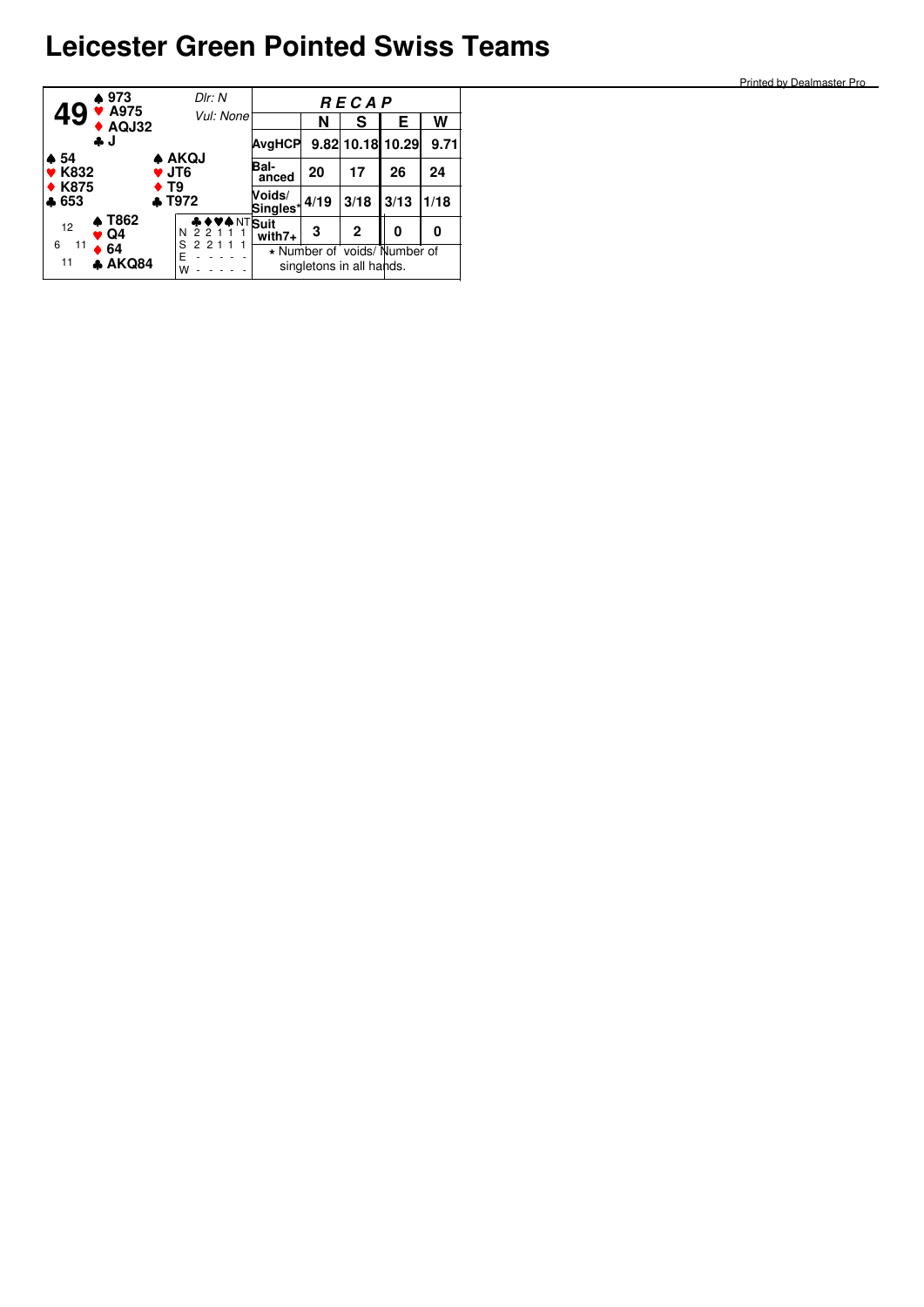# Leicester Green Pointed Swiss Teams

**49**

Dlr: N
Vul: None

North:
♠ 973
♥ A975
♦ AQJ32
♣ J

West:
♠ 54
♥ K832
♦ K875
♣ 653

East:
♠ AKQJ
♥ JT6
♦ T9
♣ T972

South:
♠ T862
♥ Q4
♦ 64
♣ AKQ84

HCP: N 12, W 6, E 11, S 11

| | ♣ | ♦ | ♥ | ♠ | NT |
|---|---|---|---|---|---|
| N | 2 | 2 | 1 | 1 | 1 |
| S | 2 | 2 | 1 | 1 | 1 |
| E | - | - | - | - | - |
| W | - | - | - | - | - |

***RECAP***

| | N | S | E | W |
|---|---|---|---|---|
| AvgHCP | 9.82 | 10.18 | 10.29 | 9.71 |
| Balanced | 20 | 17 | 26 | 24 |
| Voids/ Singles* | 4/19 | 3/18 | 3/13 | 1/18 |
| Suit with7+ | 3 | 2 | 0 | 0 |

* Number of voids/ Number of singletons in all hands.